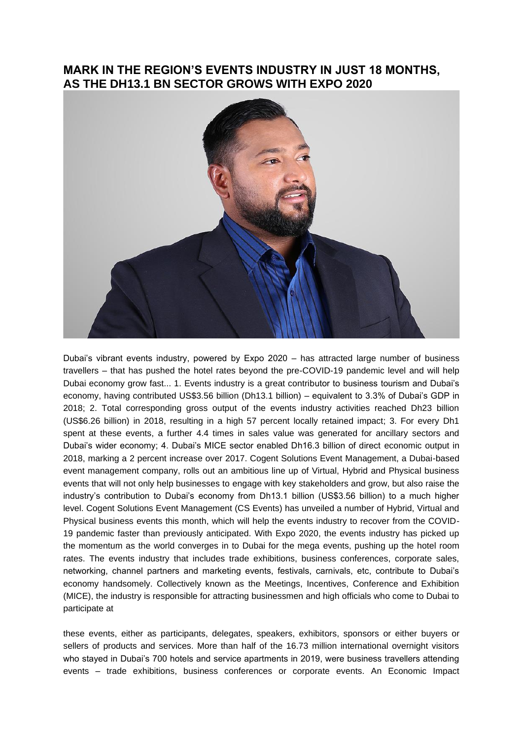## MARK IN THE REGION'S EVENTS INDUSTRY IN JUST 18 MONTHS, AS THE DH13.1 BN SECTOR GROWS WITH EXPO 2020

Dubai's vibrant events industry, powered by Expo 2020 – has attracted large number of business travellers – that has pushed the hotel rates beyond the pre-COVID-19 pandemic level and will help Dubai economy grow fast... 1. Events industry is a great contributor to business tourism and Dubai's economy, having contributed US$3.56 billion (Dh13.1 billion) – equivalent to 3.3% of Dubai's GDP in 2018; 2. Total corresponding gross output of the events industry activities reached Dh23 billion (US$6.26 billion) in 2018, resulting in a high 57 percent locally retained impact; 3. For every Dh1 spent at these events, a further 4.4 times in sales value was generated for ancillary sectors and Dubai's wider economy; 4. Dubai's MICE sector enabled Dh16.3 billion of direct economic output in 2018, marking a 2 percent increase over 2017. Cogent Solutions Event Management, a Dubai-based event management company, rolls out an ambitious line up of Virtual, Hybrid and Physical business events that will not only help businesses to engage with key stakeholders and grow, but also raise the industry's contribution to Dubai's economy from Dh13.1 billion (US$3.56 billion) to a much higher level. Cogent Solutions Event Management (CS Events) has unveiled a number of Hybrid, Virtual and Physical business events this month, which will help the events industry to recover from the COVID-19 pandemic faster than previously anticipated. With Expo 2020, the events industry has picked up the momentum as the world converges in to Dubai for the mega events, pushing up the hotel room rates. The events industry that includes trade exhibitions, business conferences, corporate sales, networking, channel partners and marketing events, festivals, carnivals, etc, contribute to Dubai's economy handsomely. Collectively known as the Meetings, Incentives, Conference and Exhibition (MICE), the industry is responsible for attracting businessmen and high officials who come to Dubai to participate at

these events, either as participants, delegates, speakers, exhibitors, sponsors or either buyers or sellers of products and services. More than half of the 16.73 million international overnight visitors who stayed in Dubai's 700 hotels and service apartments in 2019, were business travellers attending events – trade exhibitions, business conferences or corporate events. An Economic Impact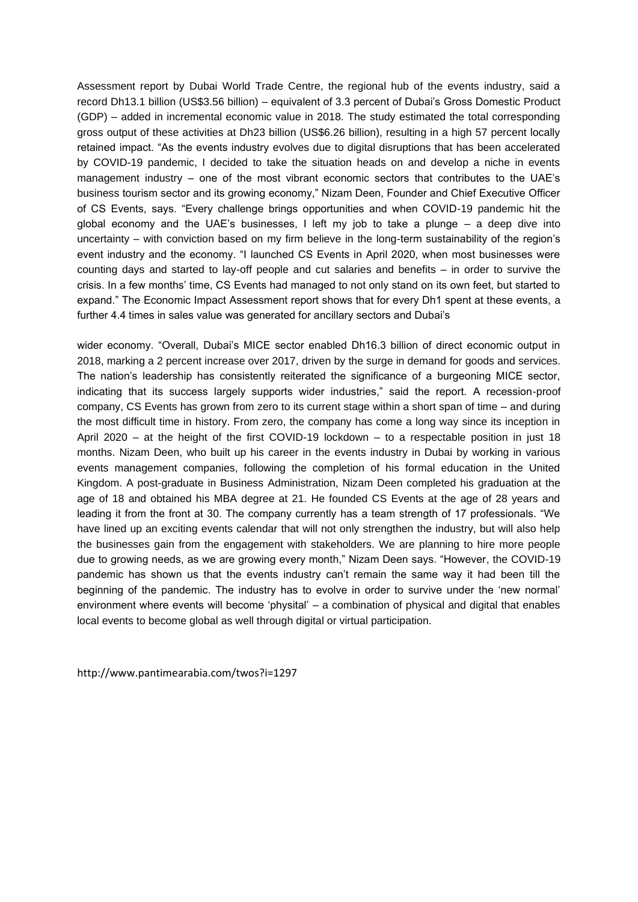Assessment report by Dubai World Trade Centre, the regional hub of the events industry, said a record Dh13.1 billion (US$3.56 billion) – equivalent of 3.3 percent of Dubai's Gross Domestic Product (GDP) – added in incremental economic value in 2018. The study estimated the total corresponding gross output of these activities at Dh23 billion (US$6.26 billion), resulting in a high 57 percent locally retained impact. "As the events industry evolves due to digital disruptions that has been accelerated by COVID-19 pandemic, I decided to take the situation heads on and develop a niche in events management industry – one of the most vibrant economic sectors that contributes to the UAE's business tourism sector and its growing economy," Nizam Deen, Founder and Chief Executive Officer of CS Events, says. "Every challenge brings opportunities and when COVID-19 pandemic hit the global economy and the UAE's businesses, I left my job to take a plunge – a deep dive into uncertainty – with conviction based on my firm believe in the long-term sustainability of the region's event industry and the economy. "I launched CS Events in April 2020, when most businesses were counting days and started to lay-off people and cut salaries and benefits – in order to survive the crisis. In a few months' time, CS Events had managed to not only stand on its own feet, but started to expand." The Economic Impact Assessment report shows that for every Dh1 spent at these events, a further 4.4 times in sales value was generated for ancillary sectors and Dubai's

wider economy. "Overall, Dubai's MICE sector enabled Dh16.3 billion of direct economic output in 2018, marking a 2 percent increase over 2017, driven by the surge in demand for goods and services. The nation's leadership has consistently reiterated the significance of a burgeoning MICE sector, indicating that its success largely supports wider industries," said the report. A recession-proof company, CS Events has grown from zero to its current stage within a short span of time – and during the most difficult time in history. From zero, the company has come a long way since its inception in April 2020 – at the height of the first COVID-19 lockdown – to a respectable position in just 18 months. Nizam Deen, who built up his career in the events industry in Dubai by working in various events management companies, following the completion of his formal education in the United Kingdom. A post-graduate in Business Administration, Nizam Deen completed his graduation at the age of 18 and obtained his MBA degree at 21. He founded CS Events at the age of 28 years and leading it from the front at 30. The company currently has a team strength of 17 professionals. "We have lined up an exciting events calendar that will not only strengthen the industry, but will also help the businesses gain from the engagement with stakeholders. We are planning to hire more people due to growing needs, as we are growing every month," Nizam Deen says. "However, the COVID-19 pandemic has shown us that the events industry can't remain the same way it had been till the beginning of the pandemic. The industry has to evolve in order to survive under the 'new normal' environment where events will become 'physital' – a combination of physical and digital that enables local events to become global as well through digital or virtual participation.

http://www.pantimearabia.com/twos?i=1297